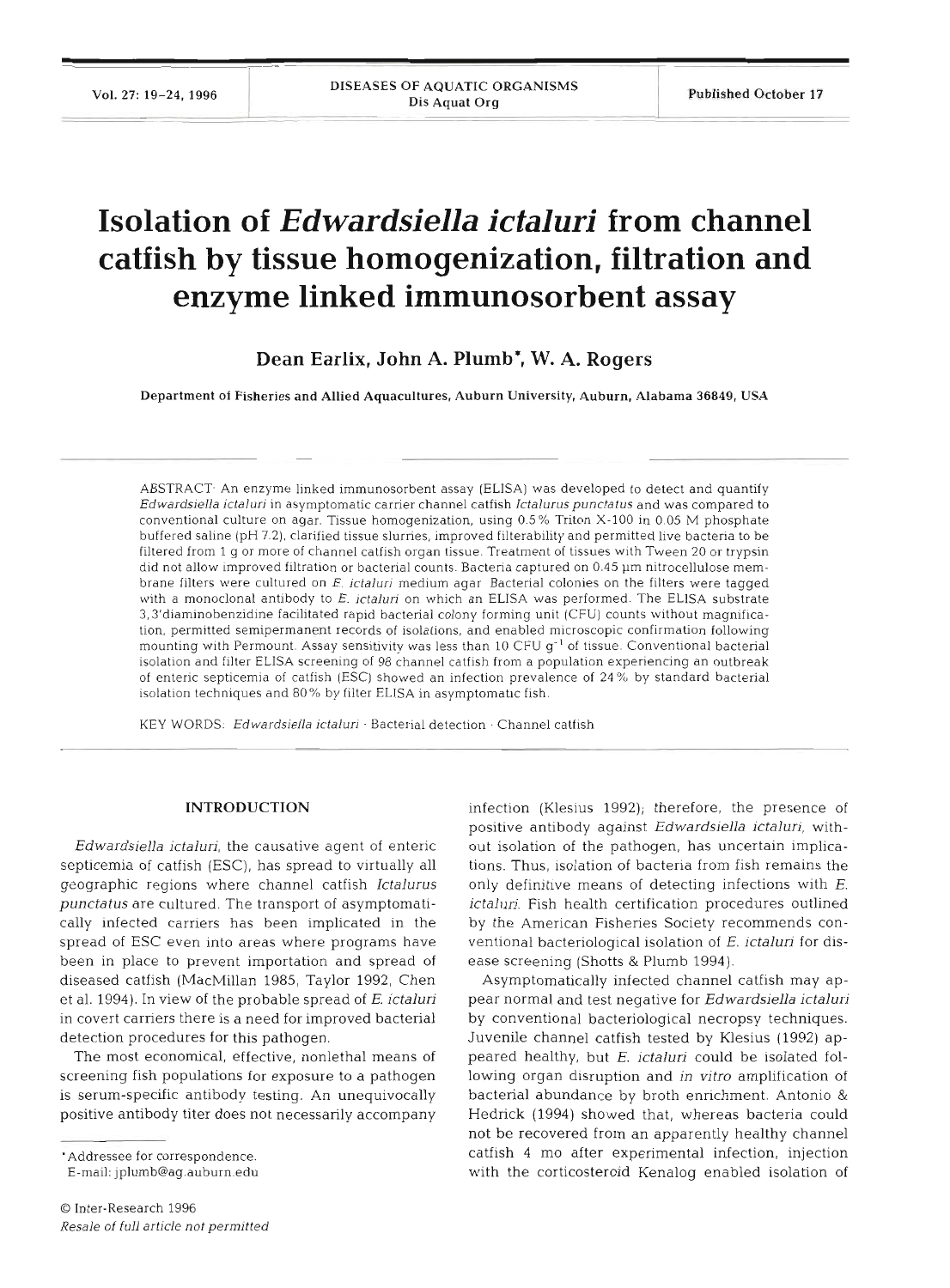# Isolation of *Edwardsiella ictaluri* from channel catfish by tissue homogenization, filtration and enzyme linked immunosorbent assay

**Dean Earlix, John A. Plumb\*, W. A. Rogers**

Department of Fisheries and Allied Aquacultures, Auburn University, Auburn, Alabama 36849, USA

ABSTRACT: An enzyme linked immunosorbent assay (ELISA) was developed to detect and quantify *Edwardsiella ictaluri* in asymptomatic carrier channel catfish *Ictalurus punctatus* and was compared to conventional culture on agar. Tissue homogenization, using 0.5% Triton X-100 in 0.05 M phosphate buffered saline (pH 7.2), clarified tissue slurries, improved filterability and permitted live bacteria to be filtered from 1 g or more of channel catfish organ tissue. Treatment of tissues with Tween 20 or trypsin did not allow improved filtration or bacterial counts. Bacteria captured on 0.45 µm nitrocellulose membrane filters were cultured on *E. ictaluri* medium agar. Bacterial colonies on the filters were tagged with a monoclonal antibody to *E. ictaluri* on which an ELISA was performed. The ELISA substrate 3,3'diaminobenzidine facilitated rapid bacterial colony forming unit (CFU) counts without magnification, permitted semipermanent records of isolations, and enabled microscopic confirmation following mounting with Permount. Assay sensitivity was less than 10 CFU $g^{-1}$ of tissue. Conventional bacterial isolation and filter ELISA screening of 98 channel catfish from a population experiencing an outbreak of enteric septicemia of catfish (ESC) showed an infection prevalence of 24% by standard bacterial isolation techniques and 80% by filter ELISA in asymptomatic fish.

KEY WORDS: *Edwardsiella ictaluri* · Bacterial detection · Channel catfish

## INTRODUCTION

*Edwardsiella ictaluri*, the causative agent of enteric septicemia of catfish (ESC), has spread to virtually all geographic regions where channel catfish *Ictalurus punctatus* are cultured. The transport of asymptomatically infected carriers has been implicated in the spread of ESC even into areas where programs have been in place to prevent importation and spread of diseased catfish (MacMillan 1985, Taylor 1992, Chen et al. 1994). In view of the probable spread of *E. ictaluri* in covert carriers there is a need for improved bacterial detection procedures for this pathogen.

The most economical, effective, nonlethal means of screening fish populations for exposure to a pathogen is serum-specific antibody testing. An unequivocally positive antibody titer does not necessarily accompany infection (Klesius 1992); therefore, the presence of positive antibody against *Edwardsiella ictaluri*, without isolation of the pathogen, has uncertain implications. Thus, isolation of bacteria from fish remains the only definitive means of detecting infections with *E. ictaluri*. Fish health certification procedures outlined by the American Fisheries Society recommends conventional bacteriological isolation of *E. ictaluri* for disease screening (Shotts & Plumb 1994).

Asymptomatically infected channel catfish may appear normal and test negative for *Edwardsiella ictaluri* by conventional bacteriological necropsy techniques. Juvenile channel catfish tested by Klesius (1992) appeared healthy, but *E. ictaluri* could be isolated following organ disruption and *in vitro* amplification of bacterial abundance by broth enrichment. Antonio & Hedrick (1994) showed that, whereas bacteria could not be recovered from an apparently healthy channel catfish 4 mo after experimental infection, injection with the corticosteroid Kenalog enabled isolation of

\*Addressee for correspondence.
E-mail: jplumb@ag.auburn.edu

© Inter-Research 1996
*Resale of full article not permitted*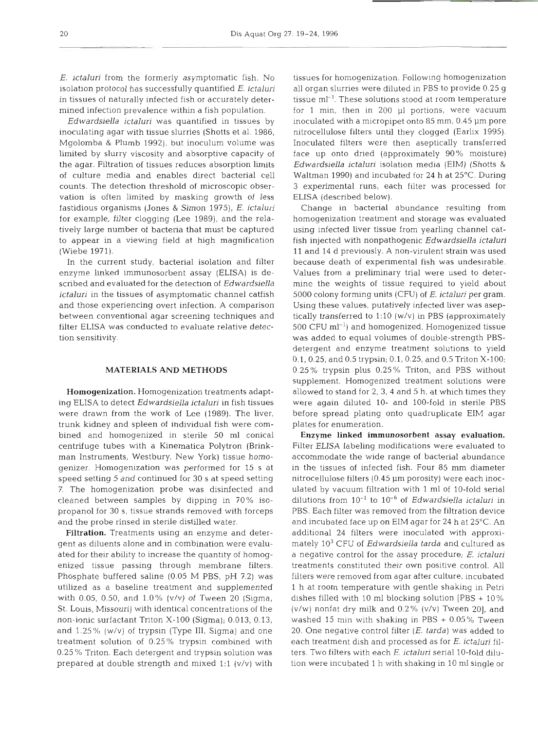*E. ictaluri* from the formerly asymptomatic fish. No isolation protocol has successfully quantified *E. ictaluri* in tissues of naturally infected fish or accurately determined infection prevalence within a fish population.

*Edwardsiella ictaluri* was quantified in tissues by inoculating agar with tissue slurries (Shotts et al. 1986, Mgolomba & Plumb 1992), but inoculum volume was limited by slurry viscosity and absorptive capacity of the agar. Filtration of tissues reduces absorption limits of culture media and enables direct bacterial cell counts. The detection threshold of microscopic observation is often limited by masking growth of less fastidious organisms (Jones & Simon 1975), *E. ictaluri* for example, filter clogging (Lee 1989), and the relatively large number of bacteria that must be captured to appear in a viewing field at high magnification (Wiebe 1971).

In the current study, bacterial isolation and filter enzyme linked immunosorbent assay (ELISA) is described and evaluated for the detection of *Edwardsiella ictaluri* in the tissues of asymptomatic channel catfish and those experiencing overt infection. A comparison between conventional agar screening techniques and filter ELISA was conducted to evaluate relative detection sensitivity.

## MATERIALS AND METHODS

**Homogenization.** Homogenization treatments adapting ELISA to detect *Edwardsiella ictaluri* in fish tissues were drawn from the work of Lee (1989). The liver, trunk kidney and spleen of individual fish were combined and homogenized in sterile 50 ml conical centrifuge tubes with a Kinematica Polytron (Brinkman Instruments, Westbury, New York) tissue homogenizer. Homogenization was performed for 15 s at speed setting 5 and continued for 30 s at speed setting 7. The homogenization probe was disinfected and cleaned between samples by dipping in 70% isopropanol for 30 s, tissue strands removed with forceps and the probe rinsed in sterile distilled water.

**Filtration.** Treatments using an enzyme and detergent as diluents alone and in combination were evaluated for their ability to increase the quantity of homogenized tissue passing through membrane filters. Phosphate buffered saline (0.05 M PBS, pH 7.2) was utilized as a baseline treatment and supplemented with 0.05, 0.50, and 1.0% (v/v) of Tween 20 (Sigma, St. Louis, Missouri) with identical concentrations of the non-ionic surfactant Triton X-100 (Sigma); 0.013, 0.13, and 1.25% (w/v) of trypsin (Type III, Sigma) and one treatment solution of 0.25% trypsin combined with 0.25% Triton. Each detergent and trypsin solution was prepared at double strength and mixed 1:1 (v/v) with tissues for homogenization. Following homogenization all organ slurries were diluted in PBS to provide 0.25 g tissue $ml^{-1}$. These solutions stood at room temperature for 1 min, then in 200 µl portions, were vacuum inoculated with a micropipet onto 85 mm, 0.45 µm pore nitrocellulose filters until they clogged (Earlix 1995). Inoculated filters were then aseptically transferred face up onto dried (approximately 90% moisture) *Edwardsiella ictaluri* isolation media (EIM) (Shotts & Waltman 1990) and incubated for 24 h at 25°C. During 3 experimental runs, each filter was processed for ELISA (described below).

Change in bacterial abundance resulting from homogenization treatment and storage was evaluated using infected liver tissue from yearling channel catfish injected with nonpathogenic *Edwardsiella ictaluri* 11 and 14 d previously. A non-virulent strain was used because death of experimental fish was undesirable. Values from a preliminary trial were used to determine the weights of tissue required to yield about 5000 colony forming units (CFU) of *E. ictaluri* per gram. Using these values, putatively infected liver was aseptically transferred to 1:10 (w/v) in PBS (approximately 500 CFU $ml^{-1}$) and homogenized. Homogenized tissue was added to equal volumes of double-strength PBS-detergent and enzyme treatment solutions to yield 0.1, 0.25, and 0.5 trypsin; 0.1, 0.25, and 0.5 Triton X-100; 0.25% trypsin plus 0.25% Triton, and PBS without supplement. Homogenized treatment solutions were allowed to stand for 2, 3, 4 and 5 h, at which times they were again diluted 10- and 100-fold in sterile PBS before spread plating onto quadruplicate EIM agar plates for enumeration.

**Enzyme linked immunosorbent assay evaluation.** Filter ELISA labeling modifications were evaluated to accommodate the wide range of bacterial abundance in the tissues of infected fish. Four 85 mm diameter nitrocellulose filters (0.45 µm porosity) were each inoculated by vacuum filtration with 1 ml of 10-fold serial dilutions from $10^{-1}$ to $10^{-6}$ of *Edwardsiella ictaluri* in PBS. Each filter was removed from the filtration device and incubated face up on EIM agar for 24 h at 25°C. An additional 24 filters were inoculated with approximately $10^3$ CFU of *Edwardsiella tarda* and cultured as a negative control for the assay procedure; *E. ictaluri* treatments constituted their own positive control. All filters were removed from agar after culture, incubated 1 h at room temperature with gentle shaking in Petri dishes filled with 10 ml blocking solution [PBS + 10% (v/w) nonfat dry milk and 0.2% (v/v) Tween 20], and washed 15 min with shaking in PBS + 0.05% Tween 20. One negative control filter (*E. tarda*) was added to each treatment dish and processed as for *E. ictaluri* filters. Two filters with each *E. ictaluri* serial 10-fold dilution were incubated 1 h with shaking in 10 ml single or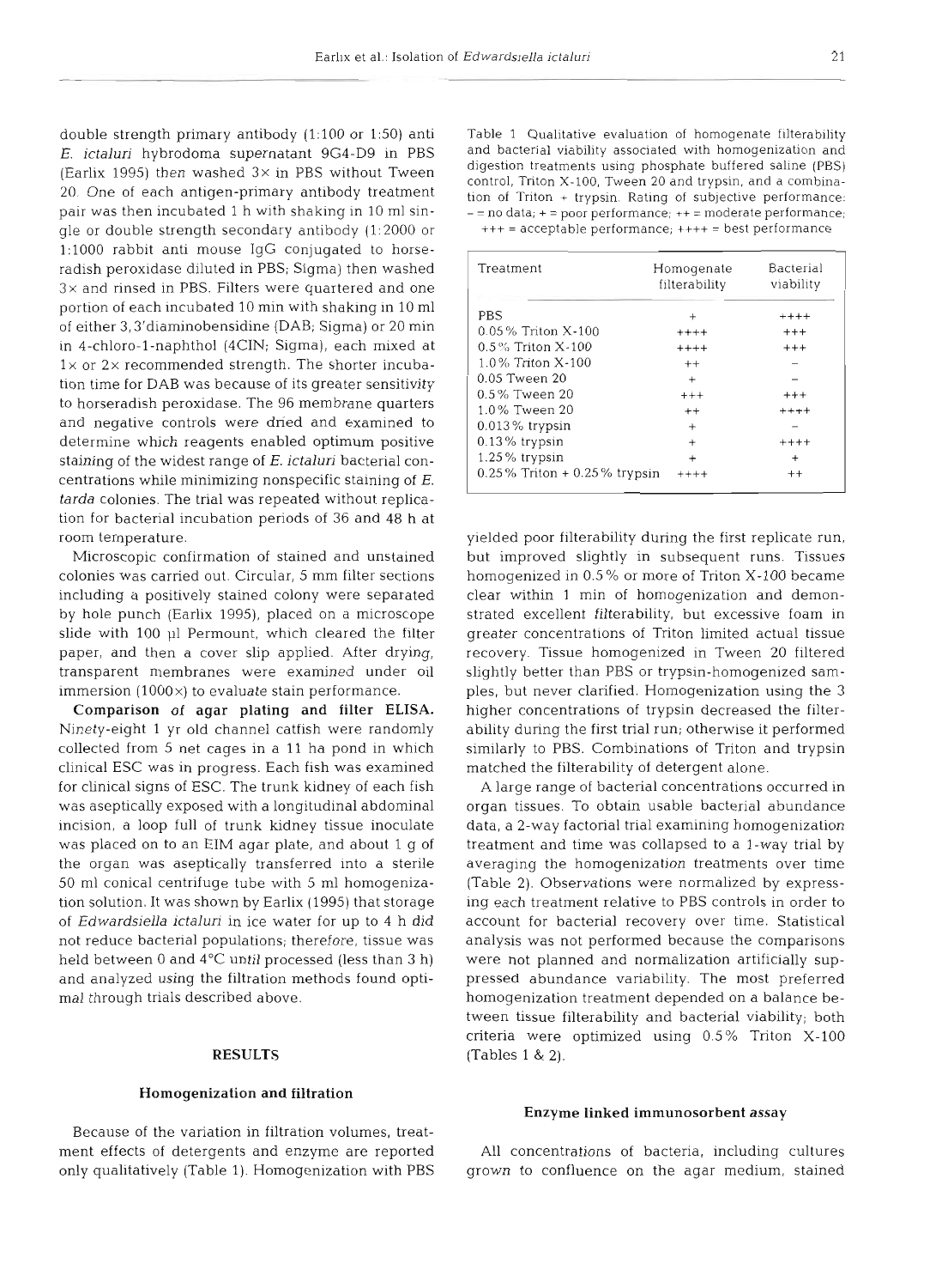double strength primary antibody (1:100 or 1:50) anti *E. ictaluri* hybrodoma supernatant 9G4-D9 in PBS (Earlix 1995) then washed 3× in PBS without Tween 20. One of each antigen-primary antibody treatment pair was then incubated 1 h with shaking in 10 ml single or double strength secondary antibody (1:2000 or 1:1000 rabbit anti mouse IgG conjugated to horseradish peroxidase diluted in PBS; Sigma) then washed 3× and rinsed in PBS. Filters were quartered and one portion of each incubated 10 min with shaking in 10 ml of either 3,3'diaminobensidine (DAB; Sigma) or 20 min in 4-chloro-1-naphthol (4CIN; Sigma), each mixed at 1× or 2× recommended strength. The shorter incubation time for DAB was because of its greater sensitivity to horseradish peroxidase. The 96 membrane quarters and negative controls were dried and examined to determine which reagents enabled optimum positive staining of the widest range of *E. ictaluri* bacterial concentrations while minimizing nonspecific staining of *E. tarda* colonies. The trial was repeated without replication for bacterial incubation periods of 36 and 48 h at room temperature.

Microscopic confirmation of stained and unstained colonies was carried out. Circular, 5 mm filter sections including a positively stained colony were separated by hole punch (Earlix 1995), placed on a microscope slide with 100 µl Permount, which cleared the filter paper, and then a cover slip applied. After drying, transparent membranes were examined under oil immersion (1000×) to evaluate stain performance.

**Comparison of agar plating and filter ELISA.** Ninety-eight 1 yr old channel catfish were randomly collected from 5 net cages in a 11 ha pond in which clinical ESC was in progress. Each fish was examined for clinical signs of ESC. The trunk kidney of each fish was aseptically exposed with a longitudinal abdominal incision, a loop full of trunk kidney tissue inoculate was placed on to an EIM agar plate, and about 1 g of the organ was aseptically transferred into a sterile 50 ml conical centrifuge tube with 5 ml homogenization solution. It was shown by Earlix (1995) that storage of *Edwardsiella ictaluri* in ice water for up to 4 h did not reduce bacterial populations; therefore, tissue was held between 0 and 4°C until processed (less than 3 h) and analyzed using the filtration methods found optimal through trials described above.

## RESULTS

### Homogenization and filtration

Because of the variation in filtration volumes, treatment effects of detergents and enzyme are reported only qualitatively (Table 1). Homogenization with PBS yielded poor filterability during the first replicate run, but improved slightly in subsequent runs. Tissues homogenized in 0.5% or more of Triton X-100 became clear within 1 min of homogenization and demonstrated excellent filterability, but excessive foam in greater concentrations of Triton limited actual tissue recovery. Tissue homogenized in Tween 20 filtered slightly better than PBS or trypsin-homogenized samples, but never clarified. Homogenization using the 3 higher concentrations of trypsin decreased the filterability during the first trial run; otherwise it performed similarly to PBS. Combinations of Triton and trypsin matched the filterability of detergent alone.

A large range of bacterial concentrations occurred in organ tissues. To obtain usable bacterial abundance data, a 2-way factorial trial examining homogenization treatment and time was collapsed to a 1-way trial by averaging the homogenization treatments over time (Table 2). Observations were normalized by expressing each treatment relative to PBS controls in order to account for bacterial recovery over time. Statistical analysis was not performed because the comparisons were not planned and normalization artificially suppressed abundance variability. The most preferred homogenization treatment depended on a balance between tissue filterability and bacterial viability; both criteria were optimized using 0.5% Triton X-100 (Tables 1 & 2).

Table 1. Qualitative evaluation of homogenate filterability and bacterial viability associated with homogenization and digestion treatments using phosphate buffered saline (PBS) control, Triton X-100, Tween 20 and trypsin, and a combination of Triton + trypsin. Rating of subjective performance: – = no data; + = poor performance; ++ = moderate performance; +++ = acceptable performance; ++++ = best performance

| Treatment | Homogenate filterability | Bacterial viability |
|---|---|---|
| PBS | + | ++++ |
| 0.05% Triton X-100 | ++++ | +++ |
| 0.5% Triton X-100 | ++++ | +++ |
| 1.0% Triton X-100 | ++ | – |
| 0.05 Tween 20 | + | – |
| 0.5% Tween 20 | +++ | +++ |
| 1.0% Tween 20 | ++ | ++++ |
| 0.013% trypsin | + | – |
| 0.13% trypsin | + | ++++ |
| 1.25% trypsin | + | + |
| 0.25% Triton + 0.25% trypsin | ++++ | ++ |

### Enzyme linked immunosorbent assay

All concentrations of bacteria, including cultures grown to confluence on the agar medium, stained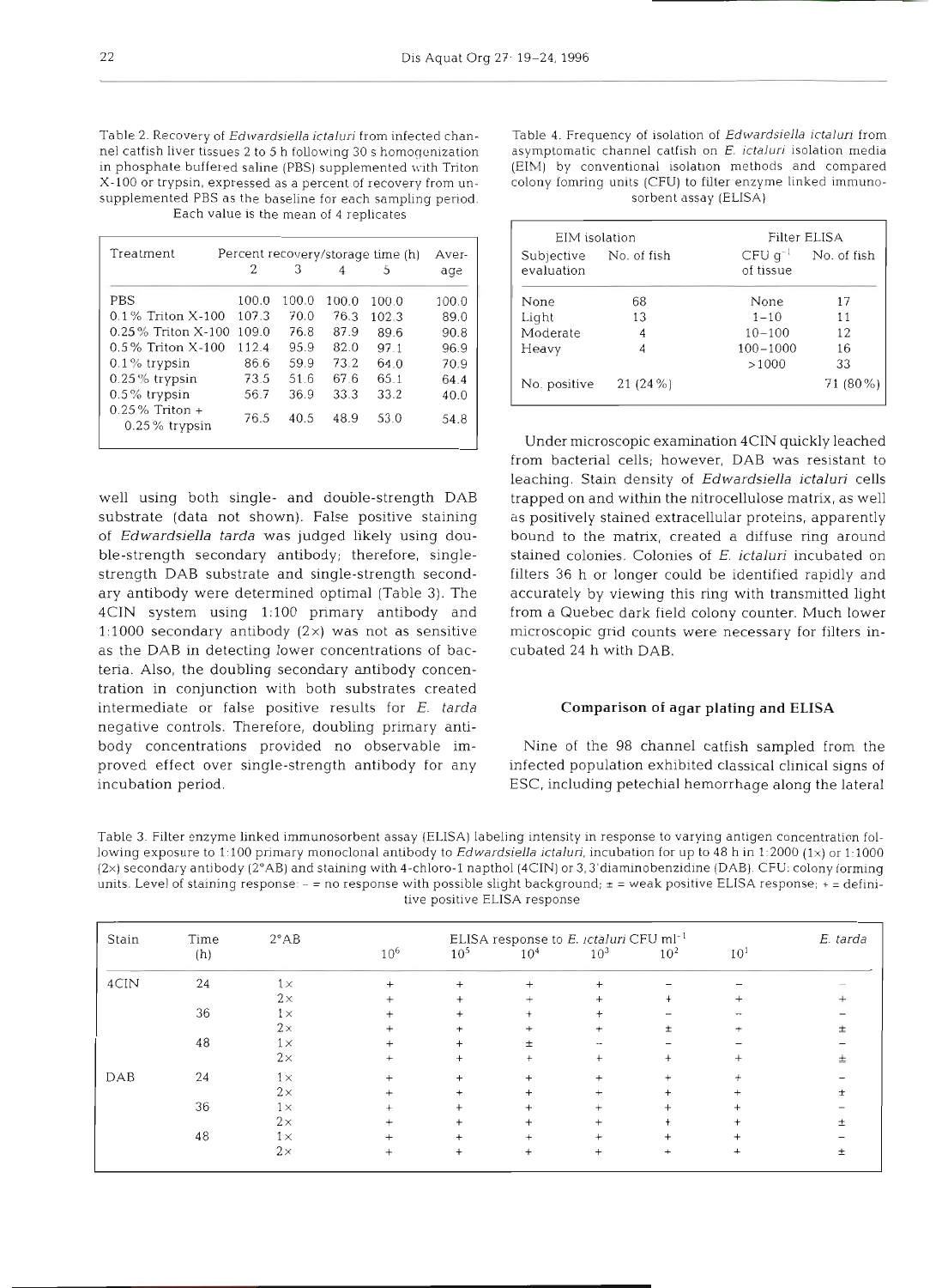Table 2. Recovery of *Edwardsiella ictaluri* from infected channel catfish liver tissues 2 to 5 h following 30 s homogenization in phosphate buffered saline (PBS) supplemented with Triton X-100 or trypsin, expressed as a percent of recovery from unsupplemented PBS as the baseline for each sampling period. Each value is the mean of 4 replicates

| Treatment | Percent recovery/storage time (h) | | | | Average |
|---|---|---|---|---|---|
| | 2 | 3 | 4 | 5 | |
| PBS | 100.0 | 100.0 | 100.0 | 100.0 | 100.0 |
| 0.1% Triton X-100 | 107.3 | 70.0 | 76.3 | 102.3 | 89.0 |
| 0.25% Triton X-100 | 109.0 | 76.8 | 87.9 | 89.6 | 90.8 |
| 0.5% Triton X-100 | 112.4 | 95.9 | 82.0 | 97.1 | 96.9 |
| 0.1% trypsin | 86.6 | 59.9 | 73.2 | 64.0 | 70.9 |
| 0.25% trypsin | 73.5 | 51.6 | 67.6 | 65.1 | 64.4 |
| 0.5% trypsin | 56.7 | 36.9 | 33.3 | 33.2 | 40.0 |
| 0.25% Triton + 0.25% trypsin | 76.5 | 40.5 | 48.9 | 53.0 | 54.8 |

well using both single- and double-strength DAB substrate (data not shown). False positive staining of *Edwardsiella tarda* was judged likely using double-strength secondary antibody; therefore, single-strength DAB substrate and single-strength secondary antibody were determined optimal (Table 3). The 4CIN system using 1:100 primary antibody and 1:1000 secondary antibody (2×) was not as sensitive as the DAB in detecting lower concentrations of bacteria. Also, the doubling secondary antibody concentration in conjunction with both substrates created intermediate or false positive results for *E. tarda* negative controls. Therefore, doubling primary antibody concentrations provided no observable improved effect over single-strength antibody for any incubation period.

Table 4. Frequency of isolation of *Edwardsiella ictaluri* from asymptomatic channel catfish on *E. ictaluri* isolation media (EIM) by conventional isolation methods and compared colony fomring units (CFU) to filter enzyme linked immunosorbent assay (ELISA)

| EIM isolation | | Filter ELISA | |
|---|---|---|---|
| Subjective evaluation | No. of fish | CFU $g^{-1}$ of tissue | No. of fish |
| None | 68 | None | 17 |
| Light | 13 | 1–10 | 11 |
| Moderate | 4 | 10–100 | 12 |
| Heavy | 4 | 100–1000 | 16 |
| | | >1000 | 33 |
| No. positive | 21 (24%) | | 71 (80%) |

Under microscopic examination 4CIN quickly leached from bacterial cells; however, DAB was resistant to leaching. Stain density of *Edwardsiella ictaluri* cells trapped on and within the nitrocellulose matrix, as well as positively stained extracellular proteins, apparently bound to the matrix, created a diffuse ring around stained colonies. Colonies of *E. ictaluri* incubated on filters 36 h or longer could be identified rapidly and accurately by viewing this ring with transmitted light from a Quebec dark field colony counter. Much lower microscopic grid counts were necessary for filters incubated 24 h with DAB.

## Comparison of agar plating and ELISA

Nine of the 98 channel catfish sampled from the infected population exhibited classical clinical signs of ESC, including petechial hemorrhage along the lateral

Table 3. Filter enzyme linked immunosorbent assay (ELISA) labeling intensity in response to varying antigen concentration following exposure to 1:100 primary monoclonal antibody to *Edwardsiella ictaluri*, incubation for up to 48 h in 1:2000 (1×) or 1:1000 (2×) secondary antibody (2°AB) and staining with 4-chloro-1 napthol (4CIN) or 3,3'diaminobenzidine (DAB). CFU: colony forming units. Level of staining response: – = no response with possible slight background; ± = weak positive ELISA response; + = definitive positive ELISA response

| Stain | Time (h) | 2°AB | ELISA response to *E. ictaluri* CFU $ml^{-1}$ | | | | | | *E. tarda* |
|---|---|---|---|---|---|---|---|---|---|
| | | | $10^6$ | $10^5$ | $10^4$ | $10^3$ | $10^2$ | $10^1$ | |
| 4CIN | 24 | 1× | + | + | + | + | – | – | – |
| | | 2× | + | + | + | + | + | + | + |
| | 36 | 1× | + | + | + | + | – | – | – |
| | | 2× | + | + | + | + | ± | + | ± |
| | 48 | 1× | + | + | ± | – | – | – | – |
| | | 2× | + | + | + | + | + | + | ± |
| DAB | 24 | 1× | + | + | + | + | + | + | – |
| | | 2× | + | + | + | + | + | + | ± |
| | 36 | 1× | + | + | + | + | + | + | – |
| | | 2× | + | + | + | + | + | + | ± |
| | 48 | 1× | + | + | + | + | + | + | – |
| | | 2× | + | + | + | + | + | + | ± |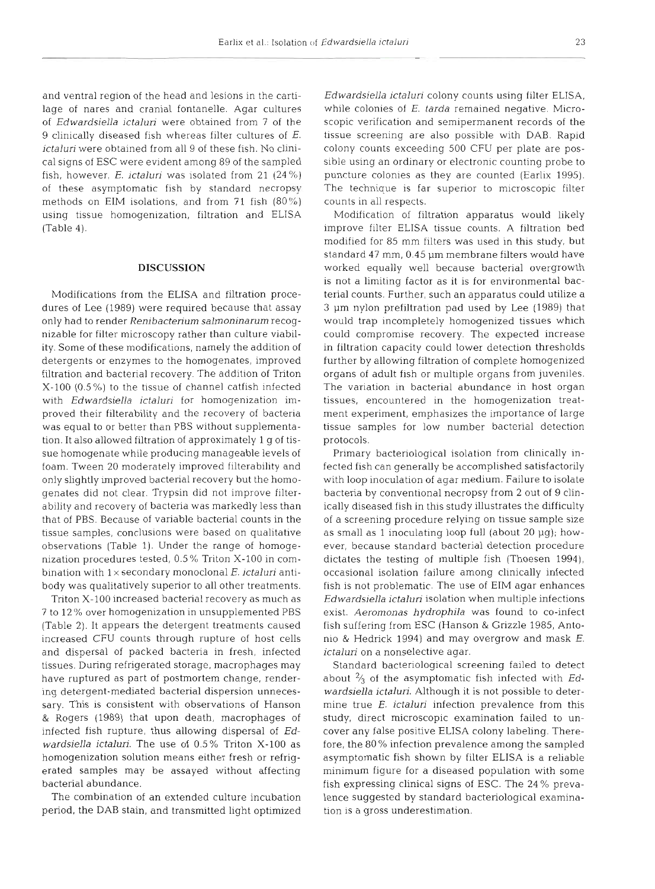and ventral region of the head and lesions in the cartilage of nares and cranial fontanelle. Agar cultures of *Edwardsiella ictaluri* were obtained from 7 of the 9 clinically diseased fish whereas filter cultures of *E. ictaluri* were obtained from all 9 of these fish. No clinical signs of ESC were evident among 89 of the sampled fish, however, *E. ictaluri* was isolated from 21 (24%) of these asymptomatic fish by standard necropsy methods on EIM isolations, and from 71 fish (80%) using tissue homogenization, filtration and ELISA (Table 4).

## DISCUSSION

Modifications from the ELISA and filtration procedures of Lee (1989) were required because that assay only had to render *Renibacterium salmoninarum* recognizable for filter microscopy rather than culture viability. Some of these modifications, namely the addition of detergents or enzymes to the homogenates, improved filtration and bacterial recovery. The addition of Triton X-100 (0.5%) to the tissue of channel catfish infected with *Edwardsiella ictaluri* for homogenization improved their filterability and the recovery of bacteria was equal to or better than PBS without supplementation. It also allowed filtration of approximately 1 g of tissue homogenate while producing manageable levels of foam. Tween 20 moderately improved filterability and only slightly improved bacterial recovery but the homogenates did not clear. Trypsin did not improve filterability and recovery of bacteria was markedly less than that of PBS. Because of variable bacterial counts in the tissue samples, conclusions were based on qualitative observations (Table 1). Under the range of homogenization procedures tested, 0.5% Triton X-100 in combination with $1\times$ secondary monoclonal *E. ictaluri* antibody was qualitatively superior to all other treatments.

Triton X-100 increased bacterial recovery as much as 7 to 12% over homogenization in unsupplemented PBS (Table 2). It appears the detergent treatments caused increased CFU counts through rupture of host cells and dispersal of packed bacteria in fresh, infected tissues. During refrigerated storage, macrophages may have ruptured as part of postmortem change, rendering detergent-mediated bacterial dispersion unnecessary. This is consistent with observations of Hanson & Rogers (1989) that upon death, macrophages of infected fish rupture, thus allowing dispersal of *Edwardsiella ictaluri*. The use of 0.5% Triton X-100 as homogenization solution means either fresh or refrigerated samples may be assayed without affecting bacterial abundance.

The combination of an extended culture incubation period, the DAB stain, and transmitted light optimized *Edwardsiella ictaluri* colony counts using filter ELISA, while colonies of *E. tarda* remained negative. Microscopic verification and semipermanent records of the tissue screening are also possible with DAB. Rapid colony counts exceeding 500 CFU per plate are possible using an ordinary or electronic counting probe to puncture colonies as they are counted (Earlix 1995). The technique is far superior to microscopic filter counts in all respects.

Modification of filtration apparatus would likely improve filter ELISA tissue counts. A filtration bed modified for 85 mm filters was used in this study, but standard 47 mm, 0.45 µm membrane filters would have worked equally well because bacterial overgrowth is not a limiting factor as it is for environmental bacterial counts. Further, such an apparatus could utilize a 3 µm nylon prefiltration pad used by Lee (1989) that would trap incompletely homogenized tissues which could compromise recovery. The expected increase in filtration capacity could lower detection thresholds further by allowing filtration of complete homogenized organs of adult fish or multiple organs from juveniles. The variation in bacterial abundance in host organ tissues, encountered in the homogenization treatment experiment, emphasizes the importance of large tissue samples for low number bacterial detection protocols.

Primary bacteriological isolation from clinically infected fish can generally be accomplished satisfactorily with loop inoculation of agar medium. Failure to isolate bacteria by conventional necropsy from 2 out of 9 clinically diseased fish in this study illustrates the difficulty of a screening procedure relying on tissue sample size as small as 1 inoculating loop full (about 20 µg); however, because standard bacterial detection procedure dictates the testing of multiple fish (Thoesen 1994), occasional isolation failure among clinically infected fish is not problematic. The use of EIM agar enhances *Edwardsiella ictaluri* isolation when multiple infections exist. *Aeromonas hydrophila* was found to co-infect fish suffering from ESC (Hanson & Grizzle 1985, Antonio & Hedrick 1994) and may overgrow and mask *E. ictaluri* on a nonselective agar.

Standard bacteriological screening failed to detect about $\frac{2}{3}$ of the asymptomatic fish infected with *Edwardsiella ictaluri*. Although it is not possible to determine true *E. ictaluri* infection prevalence from this study, direct microscopic examination failed to uncover any false positive ELISA colony labeling. Therefore, the 80% infection prevalence among the sampled asymptomatic fish shown by filter ELISA is a reliable minimum figure for a diseased population with some fish expressing clinical signs of ESC. The 24% prevalence suggested by standard bacteriological examination is a gross underestimation.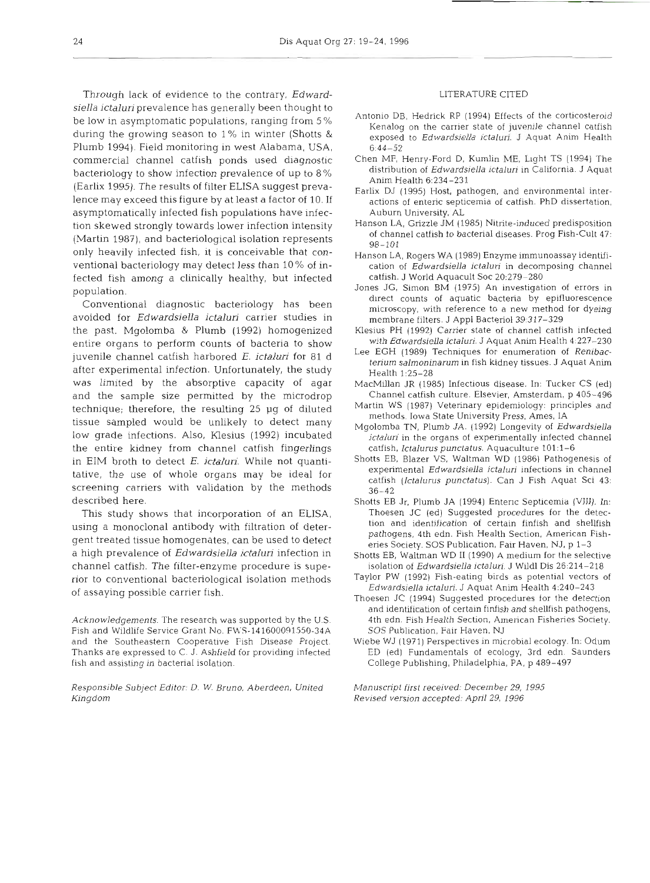Through lack of evidence to the contrary, *Edwardsiella ictaluri* prevalence has generally been thought to be low in asymptomatic populations, ranging from 5% during the growing season to 1% in winter (Shotts & Plumb 1994). Field monitoring in west Alabama, USA, commercial channel catfish ponds used diagnostic bacteriology to show infection prevalence of up to 8% (Earlix 1995). The results of filter ELISA suggest prevalence may exceed this figure by at least a factor of 10. If asymptomatically infected fish populations have infection skewed strongly towards lower infection intensity (Martin 1987), and bacteriological isolation represents only heavily infected fish, it is conceivable that conventional bacteriology may detect less than 10% of infected fish among a clinically healthy, but infected population.

Conventional diagnostic bacteriology has been avoided for *Edwardsiella ictaluri* carrier studies in the past. Mgolomba & Plumb (1992) homogenized entire organs to perform counts of bacteria to show juvenile channel catfish harbored *E. ictaluri* for 81 d after experimental infection. Unfortunately, the study was limited by the absorptive capacity of agar and the sample size permitted by the microdrop technique; therefore, the resulting 25 µg of diluted tissue sampled would be unlikely to detect many low grade infections. Also, Klesius (1992) incubated the entire kidney from channel catfish fingerlings in EIM broth to detect *E. ictaluri*. While not quantitative, the use of whole organs may be ideal for screening carriers with validation by the methods described here.

This study shows that incorporation of an ELISA, using a monoclonal antibody with filtration of detergent treated tissue homogenates, can be used to detect a high prevalence of *Edwardsiella ictaluri* infection in channel catfish. The filter-enzyme procedure is superior to conventional bacteriological isolation methods of assaying possible carrier fish.

*Acknowledgements.* The research was supported by the U.S. Fish and Wildlife Service Grant No. FWS-141600091550-34A and the Southeastern Cooperative Fish Disease Project. Thanks are expressed to C. J. Ashfield for providing infected fish and assisting in bacterial isolation.

## LITERATURE CITED

Antonio DB, Hedrick RP (1994) Effects of the corticosteroid Kenalog on the carrier state of juvenile channel catfish exposed to *Edwardsiella ictaluri*. J Aquat Anim Health 6:44–52

Chen MF, Henry-Ford D, Kumlin ME, Light TS (1994) The distribution of *Edwardsiella ictaluri* in California. J Aquat Anim Health 6:234–231

Earlix DJ (1995) Host, pathogen, and environmental interactions of enteric septicemia of catfish. PhD dissertation, Auburn University, AL

Hanson LA, Grizzle JM (1985) Nitrite-induced predisposition of channel catfish to bacterial diseases. Prog Fish-Cult 47: 98–101

Hanson LA, Rogers WA (1989) Enzyme immunoassay identification of *Edwardsiella ictaluri* in decomposing channel catfish. J World Aquacult Soc 20:279–280

Jones JG, Simon BM (1975) An investigation of errors in direct counts of aquatic bacteria by epifluorescence microscopy, with reference to a new method for dyeing membrane filters. J Appl Bacteriol 39:317–329

Klesius PH (1992) Carrier state of channel catfish infected with *Edwardsiella ictaluri*. J Aquat Anim Health 4:227–230

Lee EGH (1989) Techniques for enumeration of *Renibacterium salmoninarum* in fish kidney tissues. J Aquat Anim Health 1:25–28

MacMillan JR (1985) Infectious disease. In: Tucker CS (ed) Channel catfish culture. Elsevier, Amsterdam, p 405–496

Martin WS (1987) Veterinary epidemiology: principles and methods. Iowa State University Press, Ames, IA

Mgolomba TN, Plumb JA (1992) Longevity of *Edwardsiella ictaluri* in the organs of experimentally infected channel catfish, *Ictalurus punctatus*. Aquaculture 101:1–6

Shotts EB, Blazer VS, Waltman WD (1986) Pathogenesis of experimental *Edwardsiella ictaluri* infections in channel catfish (*Ictalurus punctatus*). Can J Fish Aquat Sci 43: 36–42

Shotts EB Jr, Plumb JA (1994) Enteric Septicemia (VIII). In: Thoesen JC (ed) Suggested procedures for the detection and identification of certain finfish and shellfish pathogens, 4th edn. Fish Health Section, American Fisheries Society. SOS Publication, Fair Haven, NJ, p 1–3

Shotts EB, Waltman WD II (1990) A medium for the selective isolation of *Edwardsiella ictaluri*. J Wildl Dis 26:214–218

Taylor PW (1992) Fish-eating birds as potential vectors of *Edwardsiella ictaluri*. J Aquat Anim Health 4:240–243

Thoesen JC (1994) Suggested procedures for the detection and identification of certain finfish and shellfish pathogens, 4th edn. Fish Health Section, American Fisheries Society. SOS Publication, Fair Haven, NJ

Wiebe WJ (1971) Perspectives in microbial ecology. In: Odum ED (ed) Fundamentals of ecology, 3rd edn. Saunders College Publishing, Philadelphia, PA, p 489–497

*Responsible Subject Editor: D. W. Bruno, Aberdeen, United Kingdom*

*Manuscript first received: December 29, 1995*
*Revised version accepted: April 29, 1996*